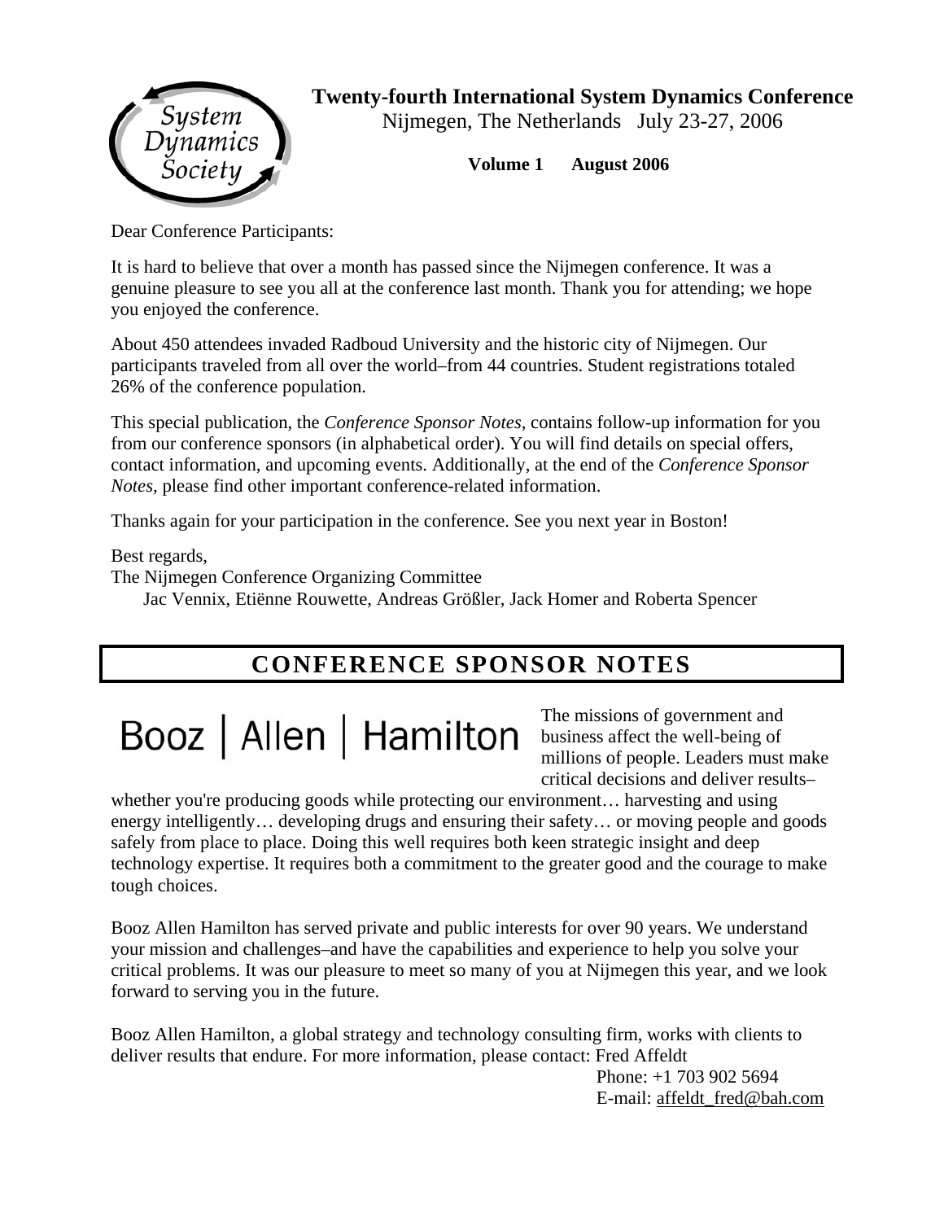# Twenty-fourth International System Dynamics Conference

Nijmegen, The Netherlands July 23-27, 2006

**Volume 1 August 2006**

Dear Conference Participants:

It is hard to believe that over a month has passed since the Nijmegen conference. It was a genuine pleasure to see you all at the conference last month. Thank you for attending; we hope you enjoyed the conference.

About 450 attendees invaded Radboud University and the historic city of Nijmegen. Our participants traveled from all over the world–from 44 countries. Student registrations totaled 26% of the conference population.

This special publication, the *Conference Sponsor Notes,* contains follow-up information for you from our conference sponsors (in alphabetical order). You will find details on special offers, contact information, and upcoming events. Additionally, at the end of the *Conference Sponsor Notes,* please find other important conference-related information.

Thanks again for your participation in the conference. See you next year in Boston!

Best regards,
The Nijmegen Conference Organizing Committee
Jac Vennix, Etiënne Rouwette, Andreas Größler, Jack Homer and Roberta Spencer

## CONFERENCE SPONSOR NOTES

### Booz | Allen | Hamilton

The missions of government and business affect the well-being of millions of people. Leaders must make critical decisions and deliver results–whether you're producing goods while protecting our environment… harvesting and using energy intelligently… developing drugs and ensuring their safety… or moving people and goods safely from place to place. Doing this well requires both keen strategic insight and deep technology expertise. It requires both a commitment to the greater good and the courage to make tough choices.

Booz Allen Hamilton has served private and public interests for over 90 years. We understand your mission and challenges–and have the capabilities and experience to help you solve your critical problems. It was our pleasure to meet so many of you at Nijmegen this year, and we look forward to serving you in the future.

Booz Allen Hamilton, a global strategy and technology consulting firm, works with clients to deliver results that endure. For more information, please contact: Fred Affeldt
Phone: +1 703 902 5694
E-mail: affeldt_fred@bah.com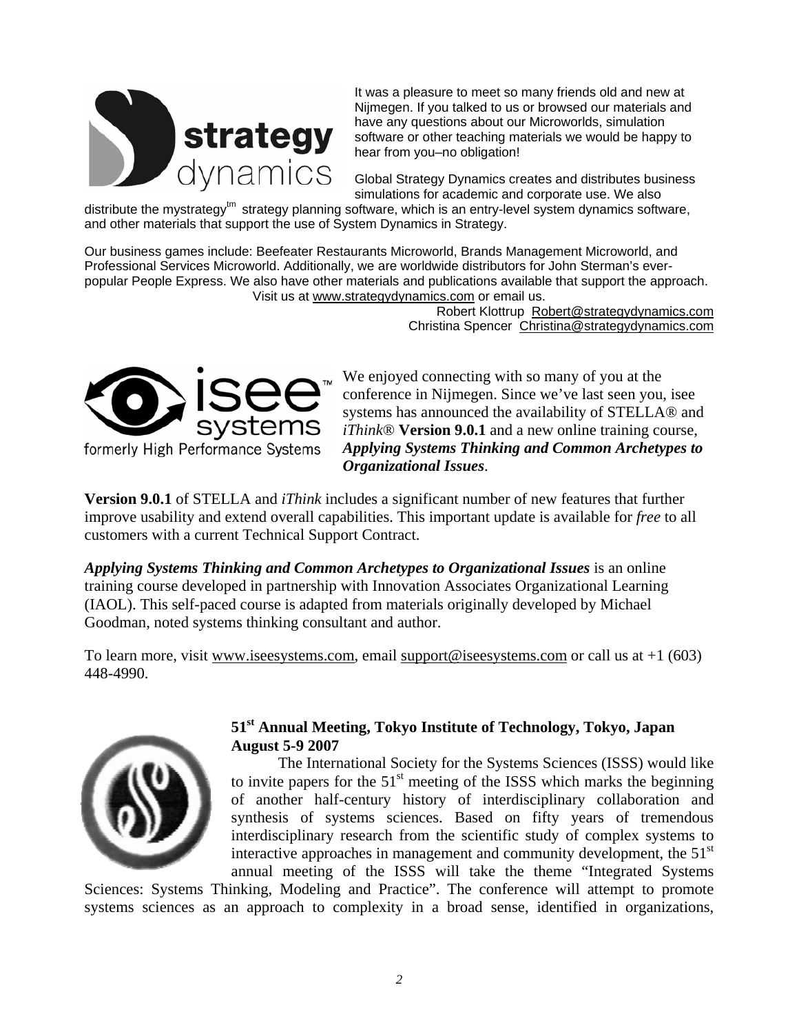It was a pleasure to meet so many friends old and new at Nijmegen. If you talked to us or browsed our materials and have any questions about our Microworlds, simulation software or other teaching materials we would be happy to hear from you–no obligation!

Global Strategy Dynamics creates and distributes business simulations for academic and corporate use. We also distribute the mystrategy$^{tm}$ strategy planning software, which is an entry-level system dynamics software, and other materials that support the use of System Dynamics in Strategy.

Our business games include: Beefeater Restaurants Microworld, Brands Management Microworld, and Professional Services Microworld. Additionally, we are worldwide distributors for John Sterman's ever-popular People Express. We also have other materials and publications available that support the approach. Visit us at www.strategydynamics.com or email us.

Robert Klottrup Robert@strategydynamics.com
Christina Spencer Christina@strategydynamics.com

We enjoyed connecting with so many of you at the conference in Nijmegen. Since we've last seen you, isee systems has announced the availability of STELLA® and *iThink*® **Version 9.0.1** and a new online training course, ***Applying Systems Thinking and Common Archetypes to Organizational Issues***.

**Version 9.0.1** of STELLA and *iThink* includes a significant number of new features that further improve usability and extend overall capabilities. This important update is available for *free* to all customers with a current Technical Support Contract.

***Applying Systems Thinking and Common Archetypes to Organizational Issues*** is an online training course developed in partnership with Innovation Associates Organizational Learning (IAOL). This self-paced course is adapted from materials originally developed by Michael Goodman, noted systems thinking consultant and author.

To learn more, visit www.iseesystems.com, email support@iseesystems.com or call us at +1 (603) 448-4990.

## 51st Annual Meeting, Tokyo Institute of Technology, Tokyo, Japan August 5-9 2007

The International Society for the Systems Sciences (ISSS) would like to invite papers for the 51st meeting of the ISSS which marks the beginning of another half-century history of interdisciplinary collaboration and synthesis of systems sciences. Based on fifty years of tremendous interdisciplinary research from the scientific study of complex systems to interactive approaches in management and community development, the 51st annual meeting of the ISSS will take the theme "Integrated Systems Sciences: Systems Thinking, Modeling and Practice". The conference will attempt to promote systems sciences as an approach to complexity in a broad sense, identified in organizations,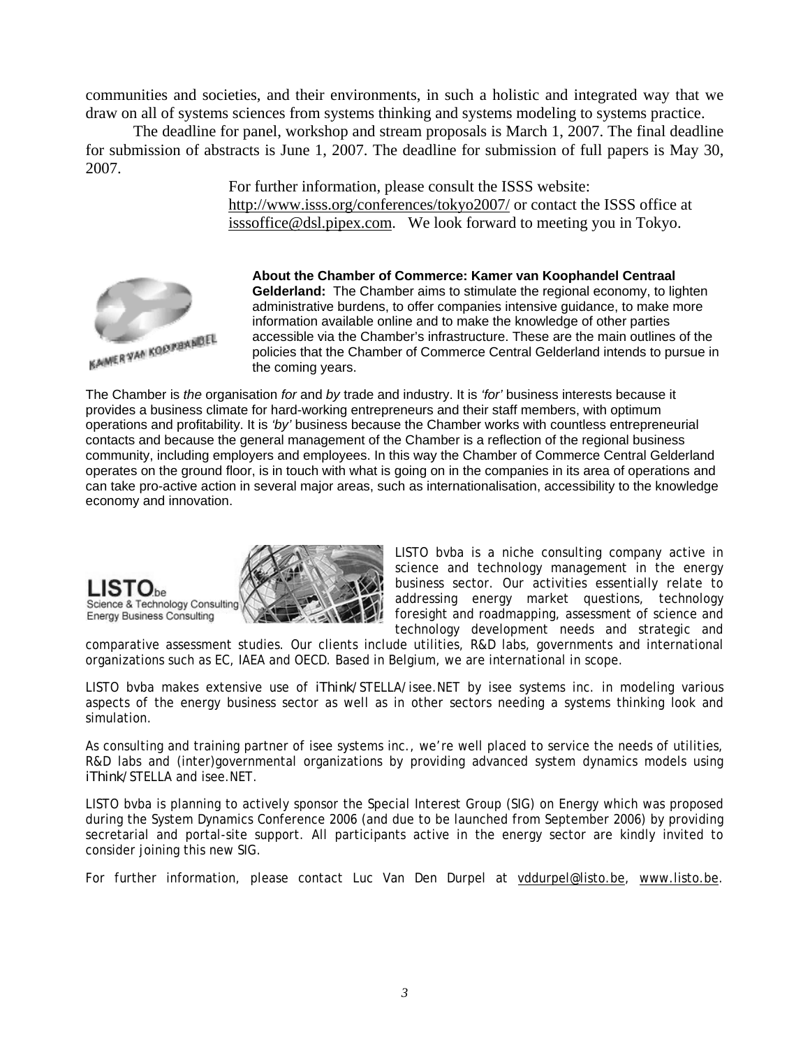communities and societies, and their environments, in such a holistic and integrated way that we draw on all of systems sciences from systems thinking and systems modeling to systems practice.

The deadline for panel, workshop and stream proposals is March 1, 2007. The final deadline for submission of abstracts is June 1, 2007. The deadline for submission of full papers is May 30, 2007.

For further information, please consult the ISSS website: http://www.isss.org/conferences/tokyo2007/ or contact the ISSS office at isssoffice@dsl.pipex.com. We look forward to meeting you in Tokyo.

**About the Chamber of Commerce: Kamer van Koophandel Centraal Gelderland:** The Chamber aims to stimulate the regional economy, to lighten administrative burdens, to offer companies intensive guidance, to make more information available online and to make the knowledge of other parties accessible via the Chamber's infrastructure. These are the main outlines of the policies that the Chamber of Commerce Central Gelderland intends to pursue in the coming years.

The Chamber is *the* organisation *for* and *by* trade and industry. It is *'for'* business interests because it provides a business climate for hard-working entrepreneurs and their staff members, with optimum operations and profitability. It is *'by'* business because the Chamber works with countless entrepreneurial contacts and because the general management of the Chamber is a reflection of the regional business community, including employers and employees. In this way the Chamber of Commerce Central Gelderland operates on the ground floor, is in touch with what is going on in the companies in its area of operations and can take pro-active action in several major areas, such as internationalisation, accessibility to the knowledge economy and innovation.

LISTO.be
Science & Technology Consulting
Energy Business Consulting

LISTO bvba is a niche consulting company active in science and technology management in the energy business sector. Our activities essentially relate to addressing energy market questions, technology foresight and roadmapping, assessment of science and technology development needs and strategic and comparative assessment studies. Our clients include utilities, R&D labs, governments and international organizations such as EC, IAEA and OECD. Based in Belgium, we are international in scope.

LISTO bvba makes extensive use of *iThink*/STELLA/isee.NET by isee systems inc. in modeling various aspects of the energy business sector as well as in other sectors needing a systems thinking look and simulation.

As consulting and training partner of isee systems inc., we're well placed to service the needs of utilities, R&D labs and (inter)governmental organizations by providing advanced system dynamics models using *iThink*/STELLA and isee.NET.

LISTO bvba is planning to actively sponsor the Special Interest Group (SIG) on Energy which was proposed during the System Dynamics Conference 2006 (and due to be launched from September 2006) by providing secretarial and portal-site support. All participants active in the energy sector are kindly invited to consider joining this new SIG.

For further information, please contact Luc Van Den Durpel at vddurpel@listo.be, www.listo.be.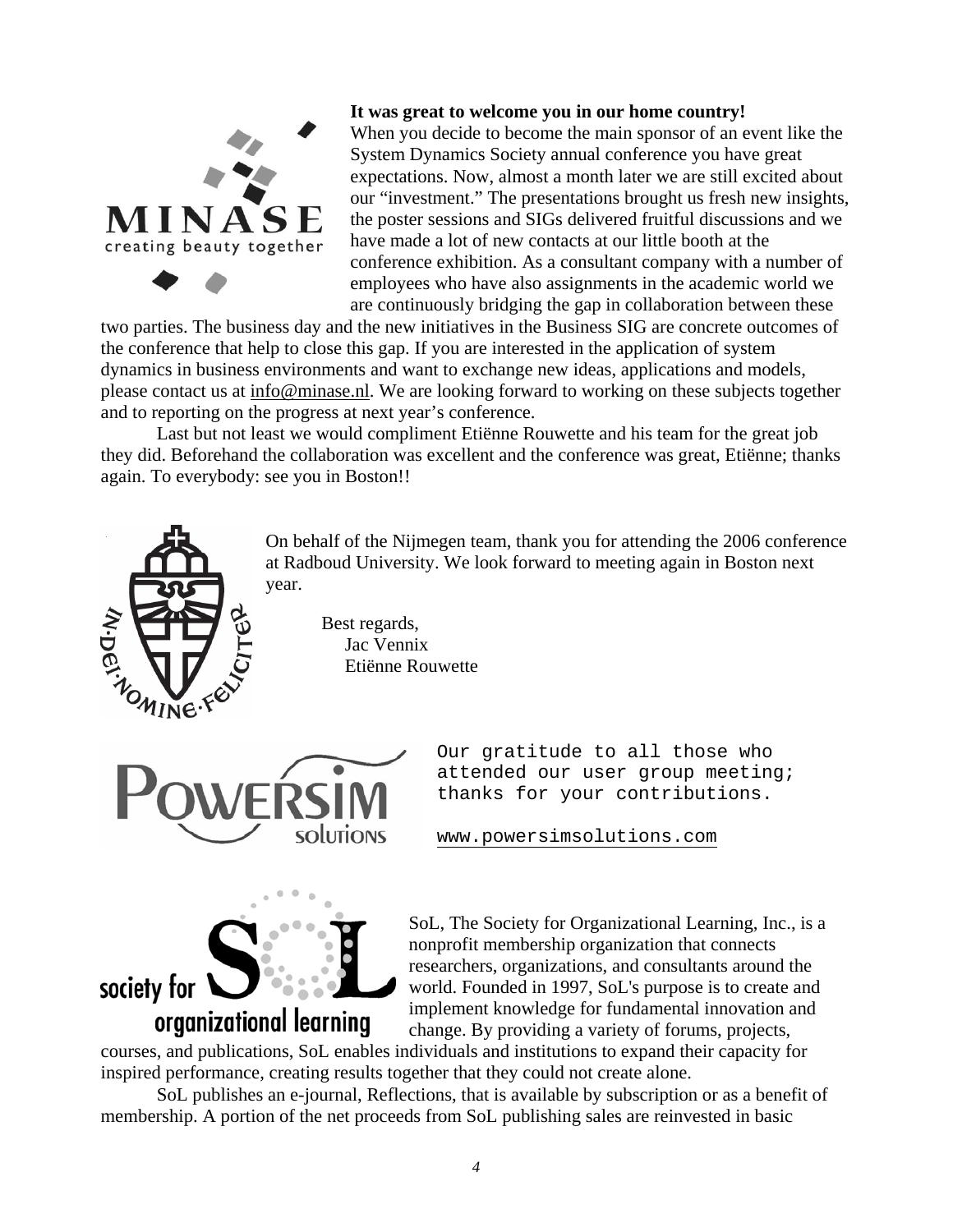**It was great to welcome you in our home country!**

When you decide to become the main sponsor of an event like the System Dynamics Society annual conference you have great expectations. Now, almost a month later we are still excited about our "investment." The presentations brought us fresh new insights, the poster sessions and SIGs delivered fruitful discussions and we have made a lot of new contacts at our little booth at the conference exhibition. As a consultant company with a number of employees who have also assignments in the academic world we are continuously bridging the gap in collaboration between these two parties. The business day and the new initiatives in the Business SIG are concrete outcomes of the conference that help to close this gap. If you are interested in the application of system dynamics in business environments and want to exchange new ideas, applications and models, please contact us at info@minase.nl. We are looking forward to working on these subjects together and to reporting on the progress at next year's conference.

Last but not least we would compliment Etiënne Rouwette and his team for the great job they did. Beforehand the collaboration was excellent and the conference was great, Etiënne; thanks again. To everybody: see you in Boston!!

On behalf of the Nijmegen team, thank you for attending the 2006 conference at Radboud University. We look forward to meeting again in Boston next year.

Best regards,
Jac Vennix
Etiënne Rouwette

Our gratitude to all those who attended our user group meeting; thanks for your contributions.

www.powersimsolutions.com

SoL, The Society for Organizational Learning, Inc., is a nonprofit membership organization that connects researchers, organizations, and consultants around the world. Founded in 1997, SoL's purpose is to create and implement knowledge for fundamental innovation and change. By providing a variety of forums, projects, courses, and publications, SoL enables individuals and institutions to expand their capacity for inspired performance, creating results together that they could not create alone.

SoL publishes an e-journal, Reflections, that is available by subscription or as a benefit of membership. A portion of the net proceeds from SoL publishing sales are reinvested in basic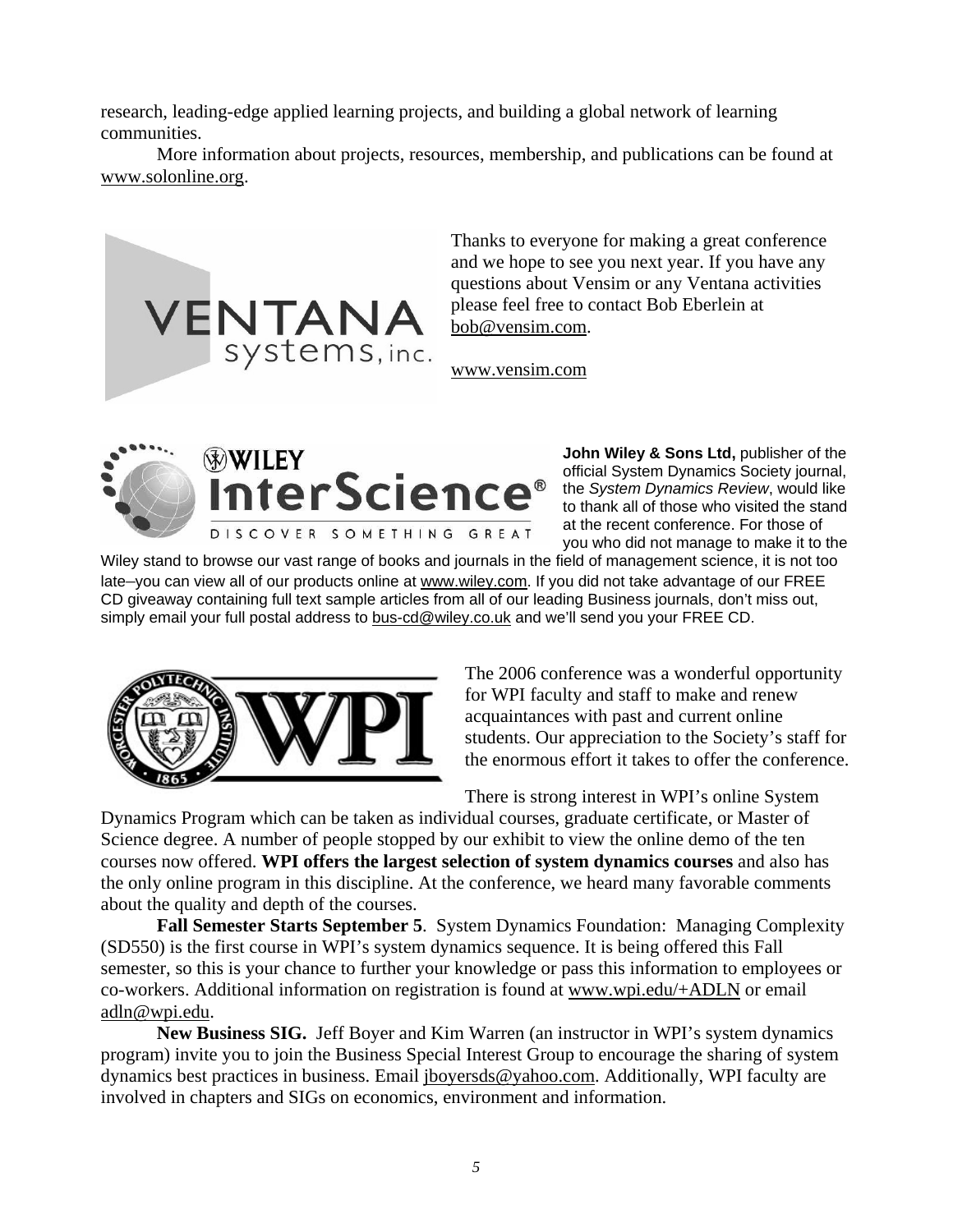research, leading-edge applied learning projects, and building a global network of learning communities.

More information about projects, resources, membership, and publications can be found at www.solonline.org.

Thanks to everyone for making a great conference and we hope to see you next year. If you have any questions about Vensim or any Ventana activities please feel free to contact Bob Eberlein at bob@vensim.com.

www.vensim.com

**John Wiley & Sons Ltd,** publisher of the official System Dynamics Society journal, the *System Dynamics Review*, would like to thank all of those who visited the stand at the recent conference. For those of you who did not manage to make it to the Wiley stand to browse our vast range of books and journals in the field of management science, it is not too late–you can view all of our products online at www.wiley.com. If you did not take advantage of our FREE CD giveaway containing full text sample articles from all of our leading Business journals, don't miss out, simply email your full postal address to bus-cd@wiley.co.uk and we'll send you your FREE CD.

The 2006 conference was a wonderful opportunity for WPI faculty and staff to make and renew acquaintances with past and current online students. Our appreciation to the Society's staff for the enormous effort it takes to offer the conference.

There is strong interest in WPI's online System Dynamics Program which can be taken as individual courses, graduate certificate, or Master of Science degree. A number of people stopped by our exhibit to view the online demo of the ten courses now offered. **WPI offers the largest selection of system dynamics courses** and also has the only online program in this discipline. At the conference, we heard many favorable comments about the quality and depth of the courses.

**Fall Semester Starts September 5**. System Dynamics Foundation: Managing Complexity (SD550) is the first course in WPI's system dynamics sequence. It is being offered this Fall semester, so this is your chance to further your knowledge or pass this information to employees or co-workers. Additional information on registration is found at www.wpi.edu/+ADLN or email adln@wpi.edu.

**New Business SIG.** Jeff Boyer and Kim Warren (an instructor in WPI's system dynamics program) invite you to join the Business Special Interest Group to encourage the sharing of system dynamics best practices in business. Email jboyersds@yahoo.com. Additionally, WPI faculty are involved in chapters and SIGs on economics, environment and information.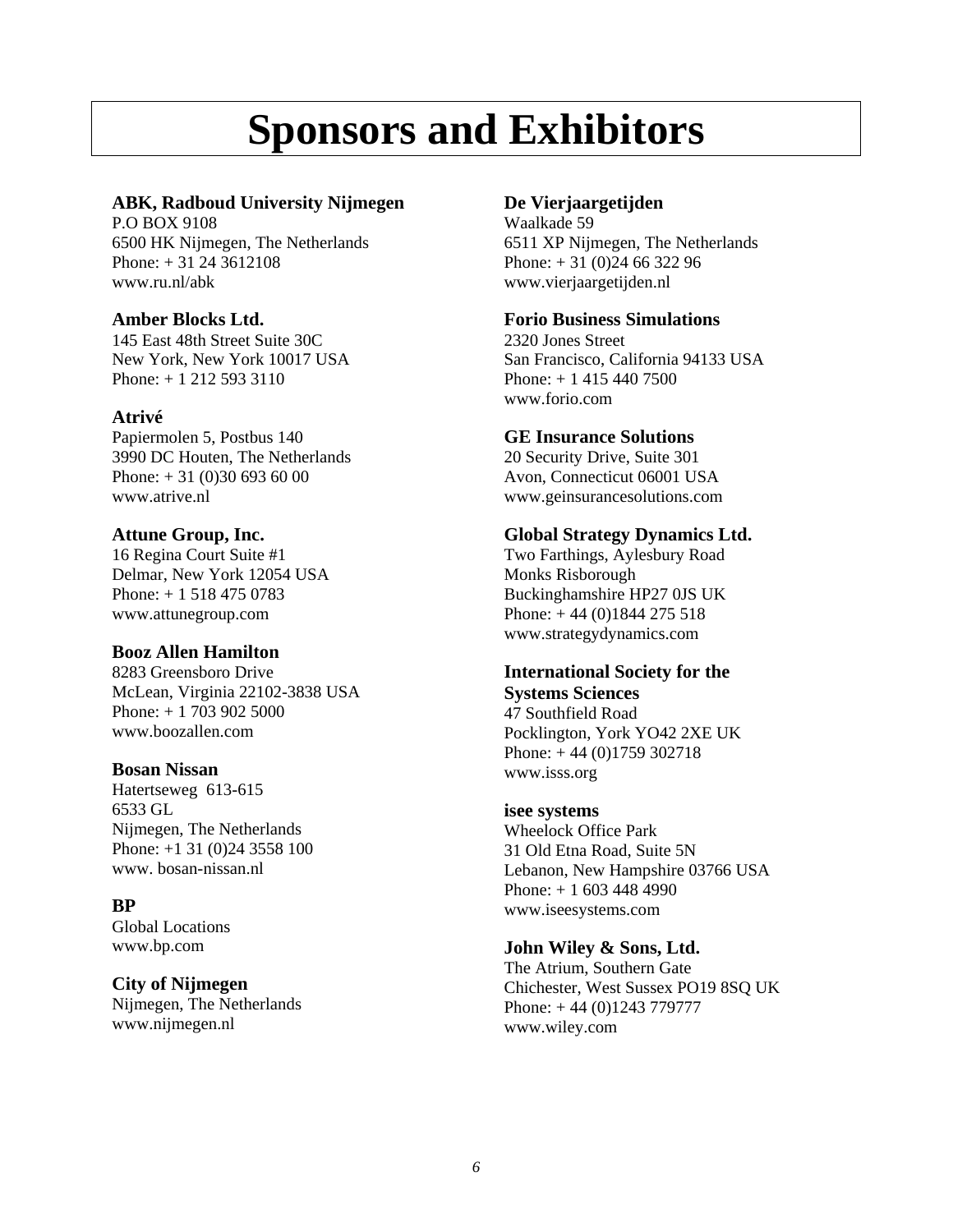# Sponsors and Exhibitors

**ABK, Radboud University Nijmegen**
P.O BOX 9108
6500 HK Nijmegen, The Netherlands
Phone: + 31 24 3612108
www.ru.nl/abk

**Amber Blocks Ltd.**
145 East 48th Street Suite 30C
New York, New York 10017 USA
Phone: + 1 212 593 3110

**Atrivé**
Papiermolen 5, Postbus 140
3990 DC Houten, The Netherlands
Phone: + 31 (0)30 693 60 00
www.atrive.nl

**Attune Group, Inc.**
16 Regina Court Suite #1
Delmar, New York 12054 USA
Phone: + 1 518 475 0783
www.attunegroup.com

**Booz Allen Hamilton**
8283 Greensboro Drive
McLean, Virginia 22102-3838 USA
Phone: + 1 703 902 5000
www.boozallen.com

**Bosan Nissan**
Hatertseweg 613-615
6533 GL
Nijmegen, The Netherlands
Phone: +1 31 (0)24 3558 100
www. bosan-nissan.nl

**BP**
Global Locations
www.bp.com

**City of Nijmegen**
Nijmegen, The Netherlands
www.nijmegen.nl

**De Vierjaargetijden**
Waalkade 59
6511 XP Nijmegen, The Netherlands
Phone: + 31 (0)24 66 322 96
www.vierjaargetijden.nl

**Forio Business Simulations**
2320 Jones Street
San Francisco, California 94133 USA
Phone: + 1 415 440 7500
www.forio.com

**GE Insurance Solutions**
20 Security Drive, Suite 301
Avon, Connecticut 06001 USA
www.geinsurancesolutions.com

**Global Strategy Dynamics Ltd.**
Two Farthings, Aylesbury Road
Monks Risborough
Buckinghamshire HP27 0JS UK
Phone: + 44 (0)1844 275 518
www.strategydynamics.com

**International Society for the Systems Sciences**
47 Southfield Road
Pocklington, York YO42 2XE UK
Phone: + 44 (0)1759 302718
www.isss.org

**isee systems**
Wheelock Office Park
31 Old Etna Road, Suite 5N
Lebanon, New Hampshire 03766 USA
Phone: + 1 603 448 4990
www.iseesystems.com

**John Wiley & Sons, Ltd.**
The Atrium, Southern Gate
Chichester, West Sussex PO19 8SQ UK
Phone: + 44 (0)1243 779777
www.wiley.com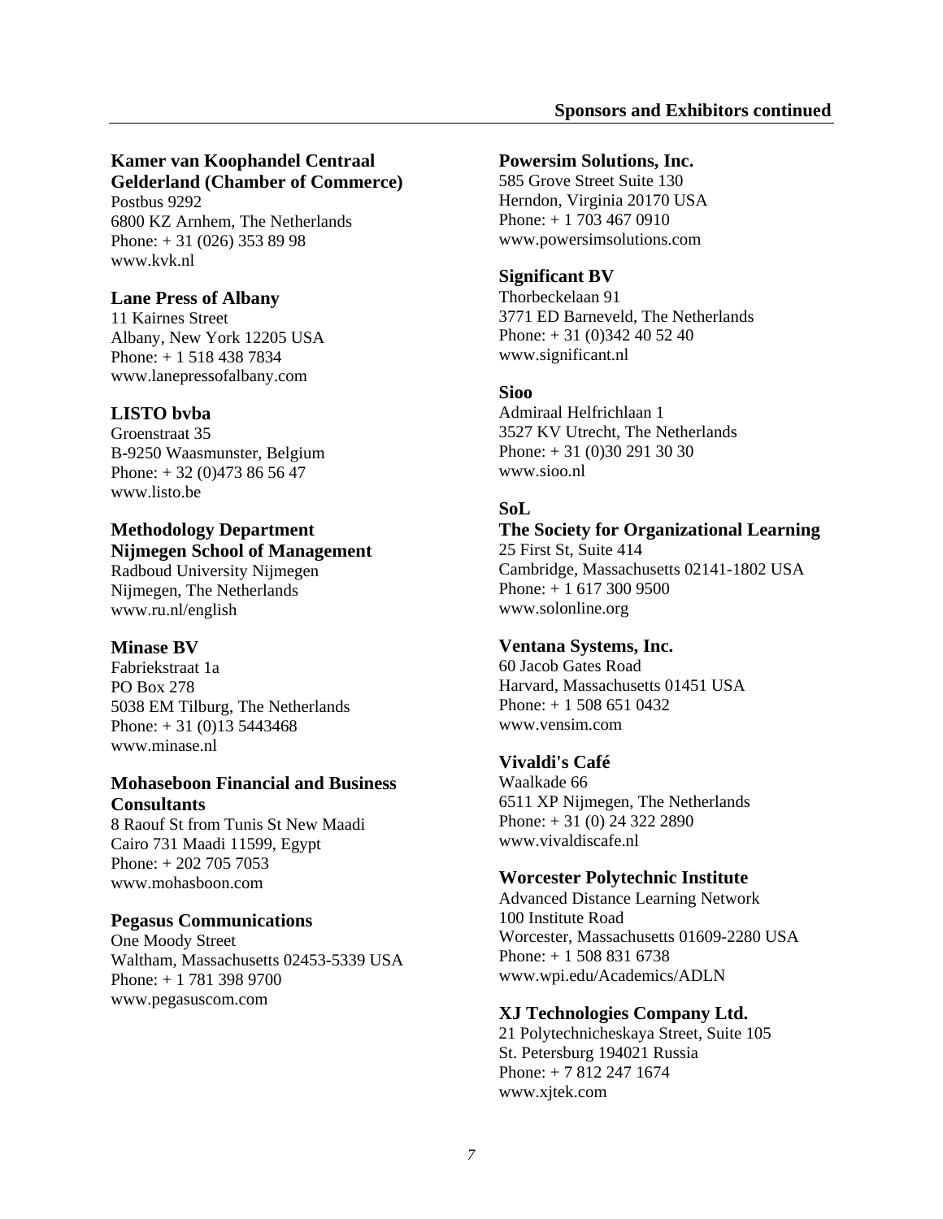## Sponsors and Exhibitors continued

**Kamer van Koophandel Centraal Gelderland (Chamber of Commerce)**
Postbus 9292
6800 KZ Arnhem, The Netherlands
Phone: + 31 (026) 353 89 98
www.kvk.nl

**Lane Press of Albany**
11 Kairnes Street
Albany, New York 12205 USA
Phone: + 1 518 438 7834
www.lanepressofalbany.com

**LISTO bvba**
Groenstraat 35
B-9250 Waasmunster, Belgium
Phone: + 32 (0)473 86 56 47
www.listo.be

**Methodology Department Nijmegen School of Management**
Radboud University Nijmegen
Nijmegen, The Netherlands
www.ru.nl/english

**Minase BV**
Fabriekstraat 1a
PO Box 278
5038 EM Tilburg, The Netherlands
Phone: + 31 (0)13 5443468
www.minase.nl

**Mohaseboon Financial and Business Consultants**
8 Raouf St from Tunis St New Maadi
Cairo 731 Maadi 11599, Egypt
Phone: + 202 705 7053
www.mohasboon.com

**Pegasus Communications**
One Moody Street
Waltham, Massachusetts 02453-5339 USA
Phone: + 1 781 398 9700
www.pegasuscom.com

**Powersim Solutions, Inc.**
585 Grove Street Suite 130
Herndon, Virginia 20170 USA
Phone: + 1 703 467 0910
www.powersimsolutions.com

**Significant BV**
Thorbeckelaan 91
3771 ED Barneveld, The Netherlands
Phone: + 31 (0)342 40 52 40
www.significant.nl

**Sioo**
Admiraal Helfrichlaan 1
3527 KV Utrecht, The Netherlands
Phone: + 31 (0)30 291 30 30
www.sioo.nl

**SoL**
**The Society for Organizational Learning**
25 First St, Suite 414
Cambridge, Massachusetts 02141-1802 USA
Phone: + 1 617 300 9500
www.solonline.org

**Ventana Systems, Inc.**
60 Jacob Gates Road
Harvard, Massachusetts 01451 USA
Phone: + 1 508 651 0432
www.vensim.com

**Vivaldi's Café**
Waalkade 66
6511 XP Nijmegen, The Netherlands
Phone: + 31 (0) 24 322 2890
www.vivaldiscafe.nl

**Worcester Polytechnic Institute**
Advanced Distance Learning Network
100 Institute Road
Worcester, Massachusetts 01609-2280 USA
Phone: + 1 508 831 6738
www.wpi.edu/Academics/ADLN

**XJ Technologies Company Ltd.**
21 Polytechnicheskaya Street, Suite 105
St. Petersburg 194021 Russia
Phone: + 7 812 247 1674
www.xjtek.com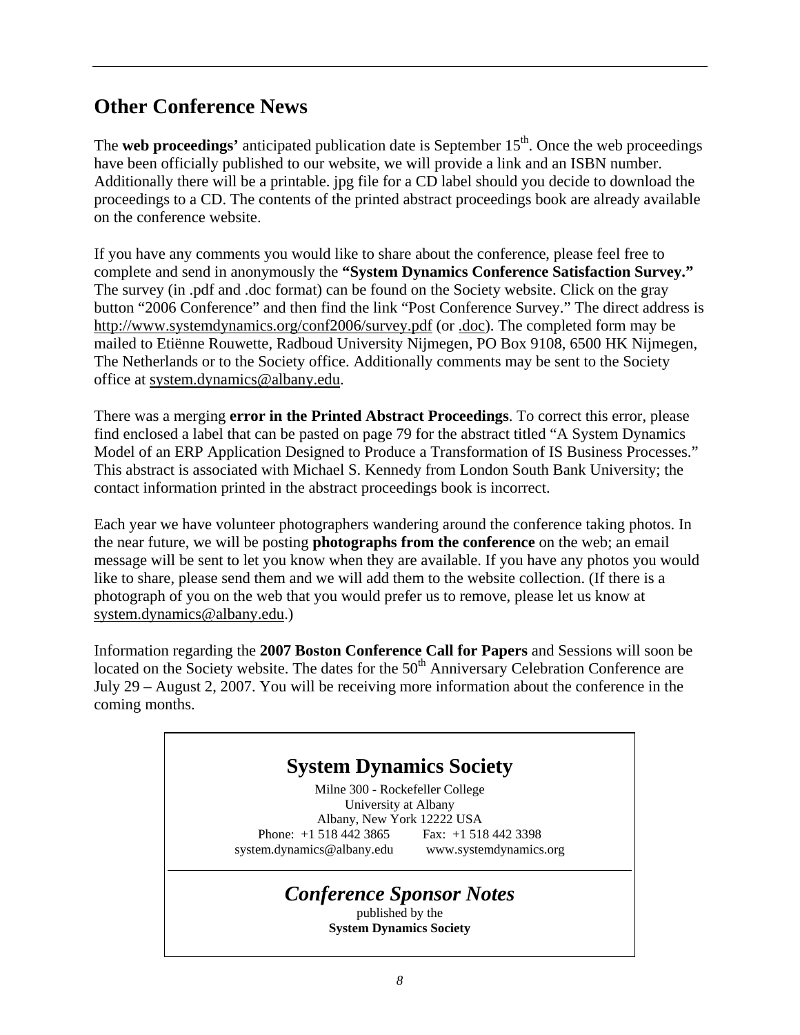## Other Conference News

The **web proceedings'** anticipated publication date is September 15th. Once the web proceedings have been officially published to our website, we will provide a link and an ISBN number. Additionally there will be a printable. jpg file for a CD label should you decide to download the proceedings to a CD. The contents of the printed abstract proceedings book are already available on the conference website.

If you have any comments you would like to share about the conference, please feel free to complete and send in anonymously the **"System Dynamics Conference Satisfaction Survey."** The survey (in .pdf and .doc format) can be found on the Society website. Click on the gray button "2006 Conference" and then find the link "Post Conference Survey." The direct address is http://www.systemdynamics.org/conf2006/survey.pdf (or .doc). The completed form may be mailed to Etiënne Rouwette, Radboud University Nijmegen, PO Box 9108, 6500 HK Nijmegen, The Netherlands or to the Society office. Additionally comments may be sent to the Society office at system.dynamics@albany.edu.

There was a merging **error in the Printed Abstract Proceedings**. To correct this error, please find enclosed a label that can be pasted on page 79 for the abstract titled "A System Dynamics Model of an ERP Application Designed to Produce a Transformation of IS Business Processes." This abstract is associated with Michael S. Kennedy from London South Bank University; the contact information printed in the abstract proceedings book is incorrect.

Each year we have volunteer photographers wandering around the conference taking photos. In the near future, we will be posting **photographs from the conference** on the web; an email message will be sent to let you know when they are available. If you have any photos you would like to share, please send them and we will add them to the website collection. (If there is a photograph of you on the web that you would prefer us to remove, please let us know at system.dynamics@albany.edu.)

Information regarding the **2007 Boston Conference Call for Papers** and Sessions will soon be located on the Society website. The dates for the 50th Anniversary Celebration Conference are July 29 – August 2, 2007. You will be receiving more information about the conference in the coming months.

---

**System Dynamics Society**

Milne 300 - Rockefeller College
University at Albany
Albany, New York 12222 USA
Phone: +1 518 442 3865 Fax: +1 518 442 3398
system.dynamics@albany.edu www.systemdynamics.org

***Conference Sponsor Notes***

published by the
**System Dynamics Society**